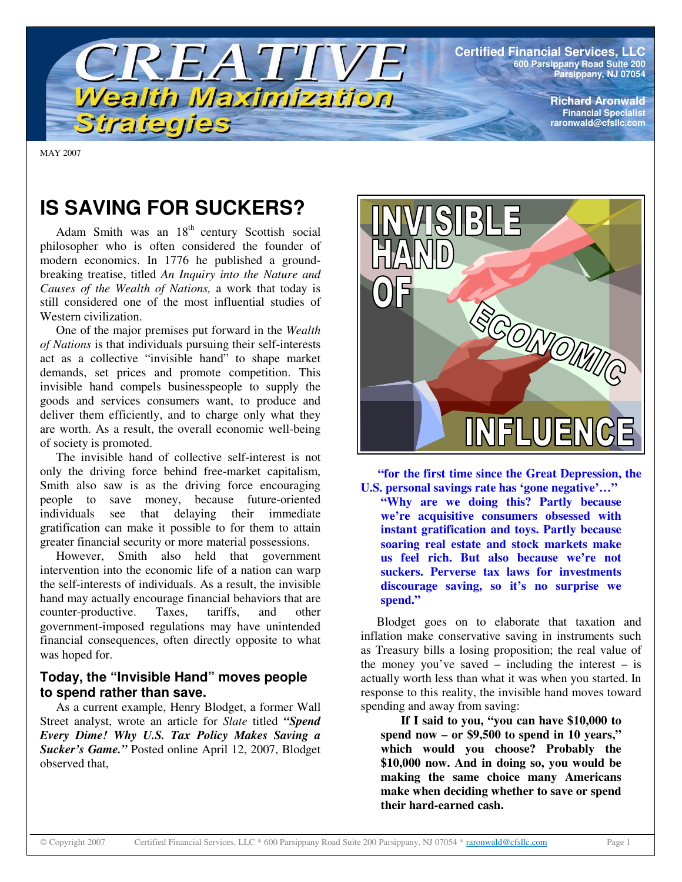# CREATIVE Wealth Maximization Strategies

**Certified Financial Services, LLC**
600 Parsippany Road Suite 200
Parsippany, NJ 07054

**Richard Aronwald**
Financial Specialist
raronwald@cfsllc.com

MAY 2007

## IS SAVING FOR SUCKERS?

Adam Smith was an 18th century Scottish social philosopher who is often considered the founder of modern economics. In 1776 he published a ground-breaking treatise, titled *An Inquiry into the Nature and Causes of the Wealth of Nations,* a work that today is still considered one of the most influential studies of Western civilization.

One of the major premises put forward in the *Wealth of Nations* is that individuals pursuing their self-interests act as a collective "invisible hand" to shape market demands, set prices and promote competition. This invisible hand compels businesspeople to supply the goods and services consumers want, to produce and deliver them efficiently, and to charge only what they are worth. As a result, the overall economic well-being of society is promoted.

The invisible hand of collective self-interest is not only the driving force behind free-market capitalism, Smith also saw is as the driving force encouraging people to save money, because future-oriented individuals see that delaying their immediate gratification can make it possible to for them to attain greater financial security or more material possessions.

However, Smith also held that government intervention into the economic life of a nation can warp the self-interests of individuals. As a result, the invisible hand may actually encourage financial behaviors that are counter-productive. Taxes, tariffs, and other government-imposed regulations may have unintended financial consequences, often directly opposite to what was hoped for.

### Today, the "Invisible Hand" moves people to spend rather than save.

As a current example, Henry Blodget, a former Wall Street analyst, wrote an article for *Slate* titled ***"Spend Every Dime! Why U.S. Tax Policy Makes Saving a Sucker's Game."*** Posted online April 12, 2007, Blodget observed that,

**"for the first time since the Great Depression, the U.S. personal savings rate has 'gone negative'…"**

> **"Why are we doing this? Partly because we're acquisitive consumers obsessed with instant gratification and toys. Partly because soaring real estate and stock markets make us feel rich. But also because we're not suckers. Perverse tax laws for investments discourage saving, so it's no surprise we spend."**

Blodget goes on to elaborate that taxation and inflation make conservative saving in instruments such as Treasury bills a losing proposition; the real value of the money you've saved – including the interest – is actually worth less than what it was when you started. In response to this reality, the invisible hand moves toward spending and away from saving:

> **If I said to you, "you can have $10,000 to spend now – or $9,500 to spend in 10 years," which would you choose? Probably the $10,000 now. And in doing so, you would be making the same choice many Americans make when deciding whether to save or spend their hard-earned cash.**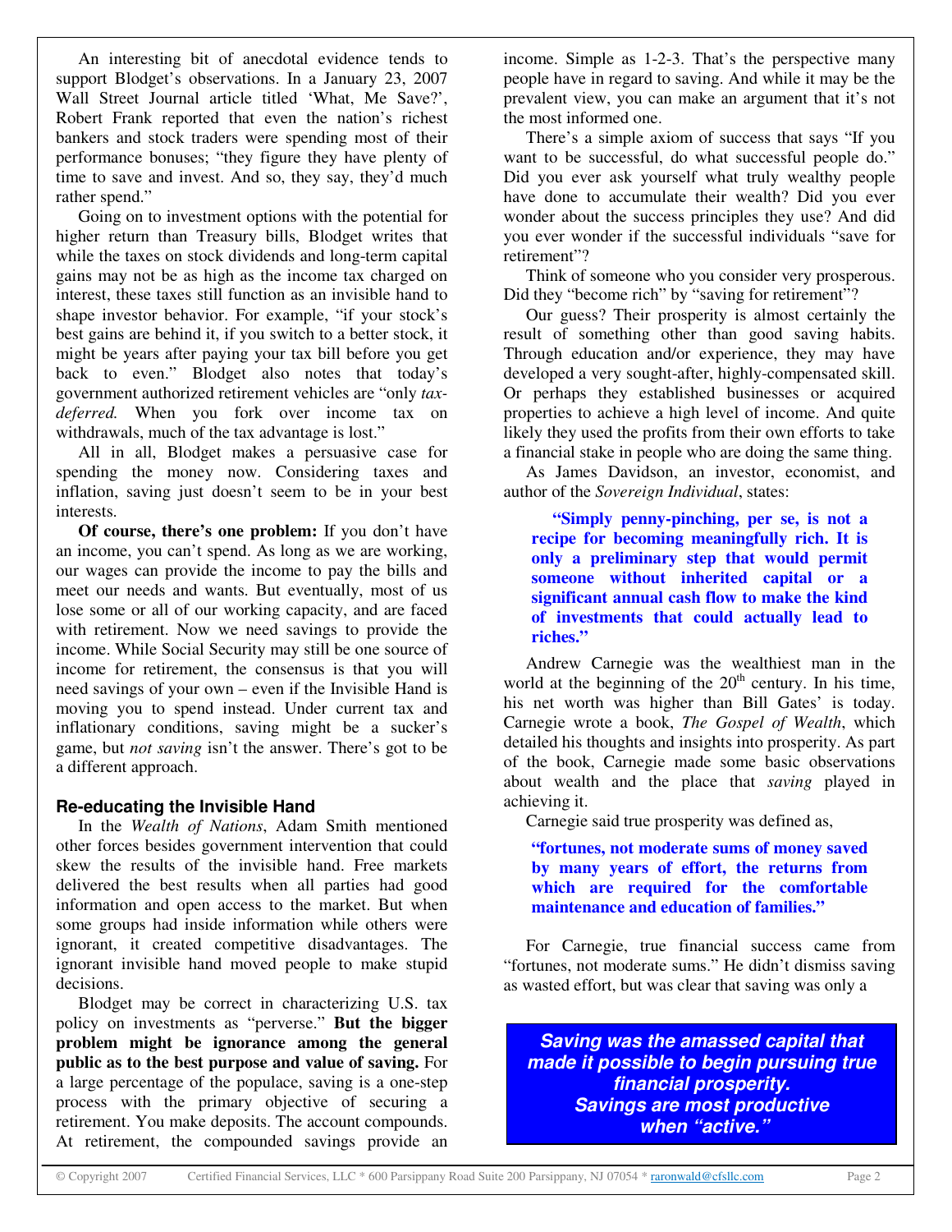An interesting bit of anecdotal evidence tends to support Blodget's observations. In a January 23, 2007 Wall Street Journal article titled 'What, Me Save?', Robert Frank reported that even the nation's richest bankers and stock traders were spending most of their performance bonuses; "they figure they have plenty of time to save and invest. And so, they say, they'd much rather spend."

Going on to investment options with the potential for higher return than Treasury bills, Blodget writes that while the taxes on stock dividends and long-term capital gains may not be as high as the income tax charged on interest, these taxes still function as an invisible hand to shape investor behavior. For example, "if your stock's best gains are behind it, if you switch to a better stock, it might be years after paying your tax bill before you get back to even." Blodget also notes that today's government authorized retirement vehicles are "only *tax-deferred.* When you fork over income tax on withdrawals, much of the tax advantage is lost."

All in all, Blodget makes a persuasive case for spending the money now. Considering taxes and inflation, saving just doesn't seem to be in your best interests.

**Of course, there's one problem:** If you don't have an income, you can't spend. As long as we are working, our wages can provide the income to pay the bills and meet our needs and wants. But eventually, most of us lose some or all of our working capacity, and are faced with retirement. Now we need savings to provide the income. While Social Security may still be one source of income for retirement, the consensus is that you will need savings of your own – even if the Invisible Hand is moving you to spend instead. Under current tax and inflationary conditions, saving might be a sucker's game, but *not saving* isn't the answer. There's got to be a different approach.

### Re-educating the Invisible Hand

In the *Wealth of Nations*, Adam Smith mentioned other forces besides government intervention that could skew the results of the invisible hand. Free markets delivered the best results when all parties had good information and open access to the market. But when some groups had inside information while others were ignorant, it created competitive disadvantages. The ignorant invisible hand moved people to make stupid decisions.

Blodget may be correct in characterizing U.S. tax policy on investments as "perverse." **But the bigger problem might be ignorance among the general public as to the best purpose and value of saving.** For a large percentage of the populace, saving is a one-step process with the primary objective of securing a retirement. You make deposits. The account compounds. At retirement, the compounded savings provide an income. Simple as 1-2-3. That's the perspective many people have in regard to saving. And while it may be the prevalent view, you can make an argument that it's not the most informed one.

There's a simple axiom of success that says "If you want to be successful, do what successful people do." Did you ever ask yourself what truly wealthy people have done to accumulate their wealth? Did you ever wonder about the success principles they use? And did you ever wonder if the successful individuals "save for retirement"?

Think of someone who you consider very prosperous. Did they "become rich" by "saving for retirement"?

Our guess? Their prosperity is almost certainly the result of something other than good saving habits. Through education and/or experience, they may have developed a very sought-after, highly-compensated skill. Or perhaps they established businesses or acquired properties to achieve a high level of income. And quite likely they used the profits from their own efforts to take a financial stake in people who are doing the same thing.

As James Davidson, an investor, economist, and author of the *Sovereign Individual*, states:

> **"Simply penny-pinching, per se, is not a recipe for becoming meaningfully rich. It is only a preliminary step that would permit someone without inherited capital or a significant annual cash flow to make the kind of investments that could actually lead to riches."**

Andrew Carnegie was the wealthiest man in the world at the beginning of the 20th century. In his time, his net worth was higher than Bill Gates' is today. Carnegie wrote a book, *The Gospel of Wealth*, which detailed his thoughts and insights into prosperity. As part of the book, Carnegie made some basic observations about wealth and the place that *saving* played in achieving it.

Carnegie said true prosperity was defined as,

> **"fortunes, not moderate sums of money saved by many years of effort, the returns from which are required for the comfortable maintenance and education of families."**

For Carnegie, true financial success came from "fortunes, not moderate sums." He didn't dismiss saving as wasted effort, but was clear that saving was only a

> ***Saving was the amassed capital that made it possible to begin pursuing true financial prosperity.***
> ***Savings are most productive when "active."***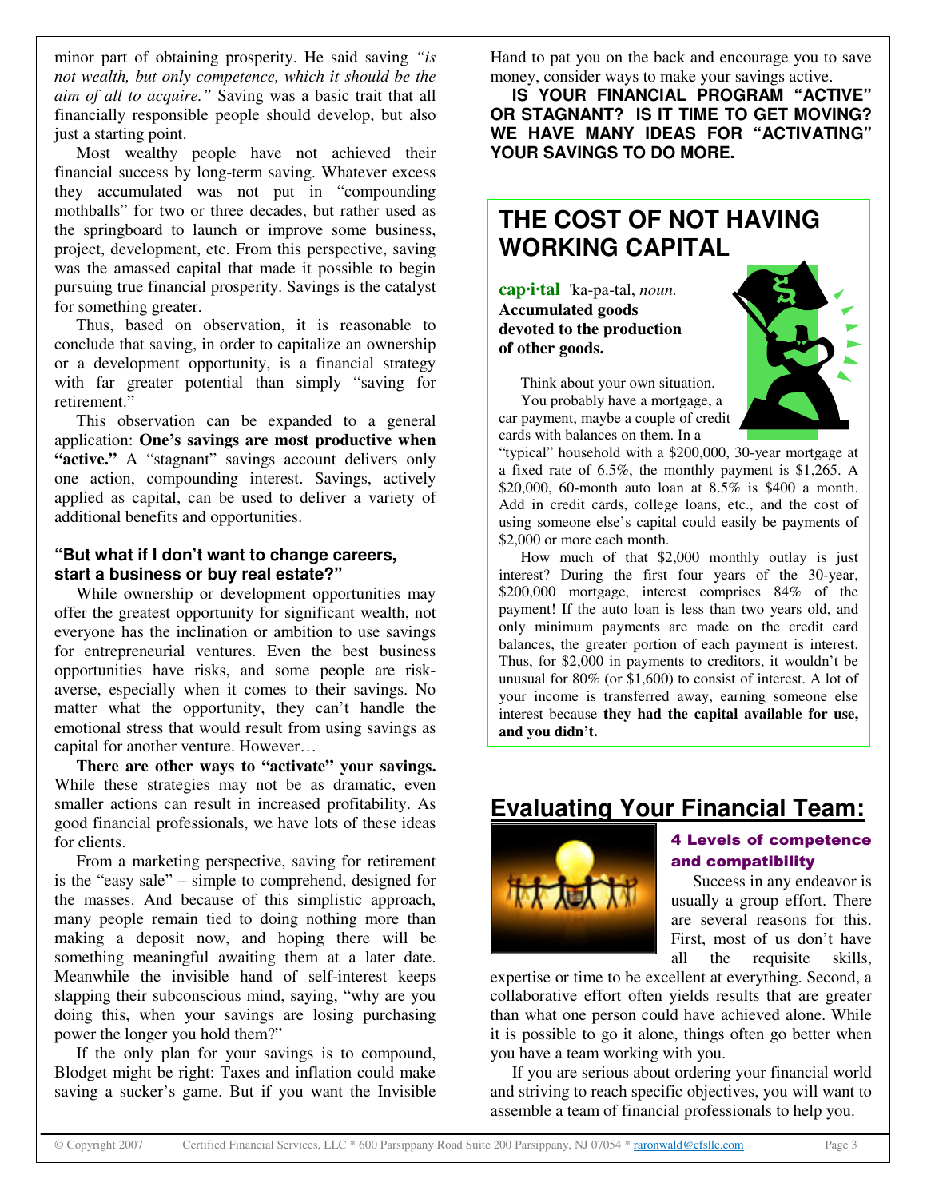minor part of obtaining prosperity. He said saving *"is not wealth, but only competence, which it should be the aim of all to acquire."* Saving was a basic trait that all financially responsible people should develop, but also just a starting point.

Most wealthy people have not achieved their financial success by long-term saving. Whatever excess they accumulated was not put in "compounding mothballs" for two or three decades, but rather used as the springboard to launch or improve some business, project, development, etc. From this perspective, saving was the amassed capital that made it possible to begin pursuing true financial prosperity. Savings is the catalyst for something greater.

Thus, based on observation, it is reasonable to conclude that saving, in order to capitalize an ownership or a development opportunity, is a financial strategy with far greater potential than simply "saving for retirement."

This observation can be expanded to a general application: **One's savings are most productive when "active."** A "stagnant" savings account delivers only one action, compounding interest. Savings, actively applied as capital, can be used to deliver a variety of additional benefits and opportunities.

### "But what if I don't want to change careers, start a business or buy real estate?"

While ownership or development opportunities may offer the greatest opportunity for significant wealth, not everyone has the inclination or ambition to use savings for entrepreneurial ventures. Even the best business opportunities have risks, and some people are risk-averse, especially when it comes to their savings. No matter what the opportunity, they can't handle the emotional stress that would result from using savings as capital for another venture. However…

**There are other ways to "activate" your savings.** While these strategies may not be as dramatic, even smaller actions can result in increased profitability. As good financial professionals, we have lots of these ideas for clients.

From a marketing perspective, saving for retirement is the "easy sale" – simple to comprehend, designed for the masses. And because of this simplistic approach, many people remain tied to doing nothing more than making a deposit now, and hoping there will be something meaningful awaiting them at a later date. Meanwhile the invisible hand of self-interest keeps slapping their subconscious mind, saying, "why are you doing this, when your savings are losing purchasing power the longer you hold them?"

If the only plan for your savings is to compound, Blodget might be right: Taxes and inflation could make saving a sucker's game. But if you want the Invisible Hand to pat you on the back and encourage you to save money, consider ways to make your savings active.

**IS YOUR FINANCIAL PROGRAM "ACTIVE" OR STAGNANT? IS IT TIME TO GET MOVING? WE HAVE MANY IDEAS FOR "ACTIVATING" YOUR SAVINGS TO DO MORE.**

## THE COST OF NOT HAVING WORKING CAPITAL

**cap·i·tal** 'ka-pa-tal, *noun.*
**Accumulated goods devoted to the production of other goods.**

Think about your own situation. You probably have a mortgage, a car payment, maybe a couple of credit cards with balances on them. In a "typical" household with a \$200,000, 30-year mortgage at a fixed rate of 6.5%, the monthly payment is \$1,265. A \$20,000, 60-month auto loan at 8.5% is \$400 a month. Add in credit cards, college loans, etc., and the cost of using someone else's capital could easily be payments of \$2,000 or more each month.

How much of that \$2,000 monthly outlay is just interest? During the first four years of the 30-year, \$200,000 mortgage, interest comprises 84% of the payment! If the auto loan is less than two years old, and only minimum payments are made on the credit card balances, the greater portion of each payment is interest. Thus, for \$2,000 in payments to creditors, it wouldn't be unusual for 80% (or \$1,600) to consist of interest. A lot of your income is transferred away, earning someone else interest because **they had the capital available for use, and you didn't.**

## Evaluating Your Financial Team:

### 4 Levels of competence and compatibility

Success in any endeavor is usually a group effort. There are several reasons for this. First, most of us don't have all the requisite skills, expertise or time to be excellent at everything. Second, a collaborative effort often yields results that are greater than what one person could have achieved alone. While it is possible to go it alone, things often go better when you have a team working with you.

If you are serious about ordering your financial world and striving to reach specific objectives, you will want to assemble a team of financial professionals to help you.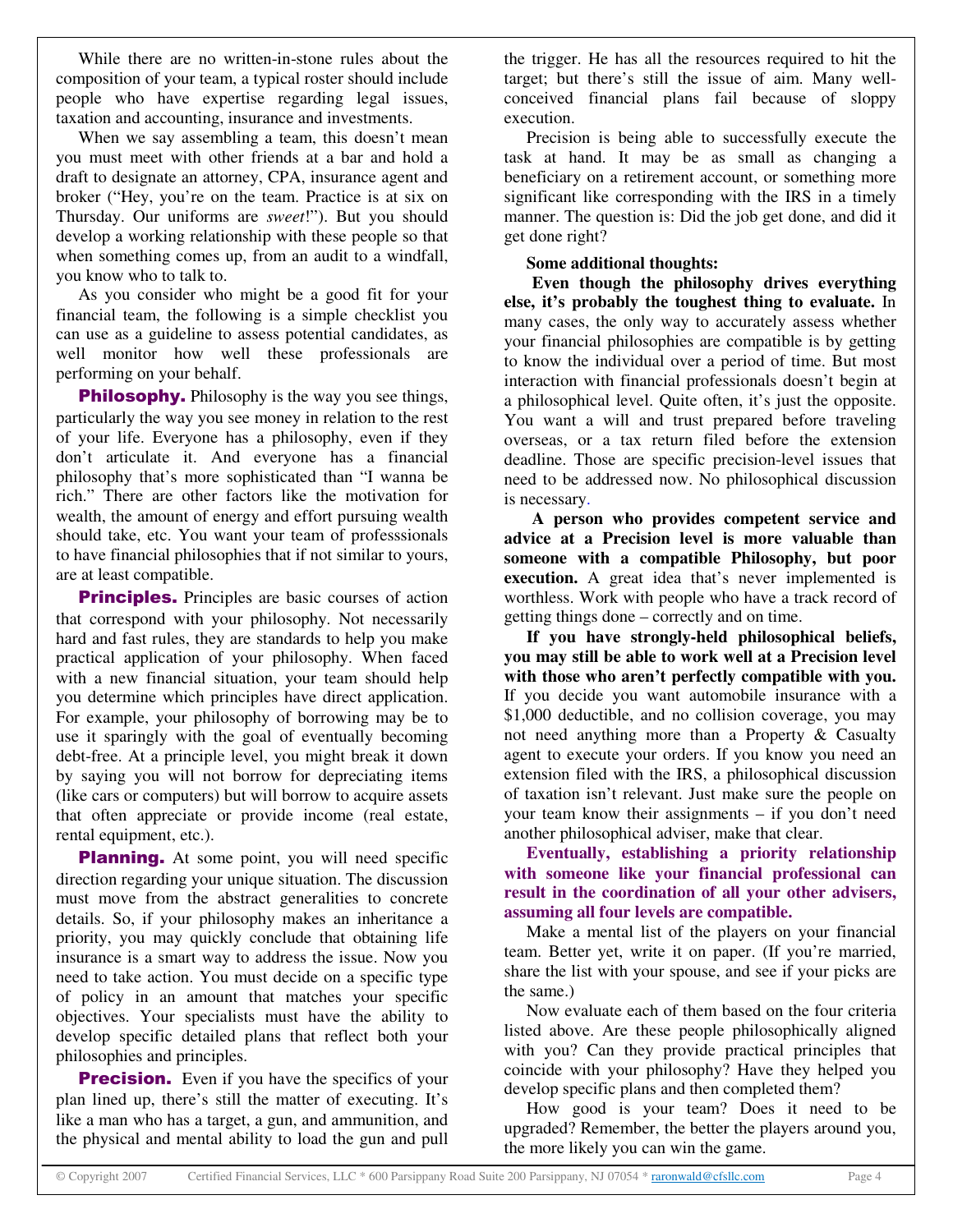While there are no written-in-stone rules about the composition of your team, a typical roster should include people who have expertise regarding legal issues, taxation and accounting, insurance and investments.

When we say assembling a team, this doesn't mean you must meet with other friends at a bar and hold a draft to designate an attorney, CPA, insurance agent and broker ("Hey, you're on the team. Practice is at six on Thursday. Our uniforms are *sweet*!"). But you should develop a working relationship with these people so that when something comes up, from an audit to a windfall, you know who to talk to.

As you consider who might be a good fit for your financial team, the following is a simple checklist you can use as a guideline to assess potential candidates, as well monitor how well these professionals are performing on your behalf.

**Philosophy.** Philosophy is the way you see things, particularly the way you see money in relation to the rest of your life. Everyone has a philosophy, even if they don't articulate it. And everyone has a financial philosophy that's more sophisticated than "I wanna be rich." There are other factors like the motivation for wealth, the amount of energy and effort pursuing wealth should take, etc. You want your team of professsionals to have financial philosophies that if not similar to yours, are at least compatible.

**Principles.** Principles are basic courses of action that correspond with your philosophy. Not necessarily hard and fast rules, they are standards to help you make practical application of your philosophy. When faced with a new financial situation, your team should help you determine which principles have direct application. For example, your philosophy of borrowing may be to use it sparingly with the goal of eventually becoming debt-free. At a principle level, you might break it down by saying you will not borrow for depreciating items (like cars or computers) but will borrow to acquire assets that often appreciate or provide income (real estate, rental equipment, etc.).

**Planning.** At some point, you will need specific direction regarding your unique situation. The discussion must move from the abstract generalities to concrete details. So, if your philosophy makes an inheritance a priority, you may quickly conclude that obtaining life insurance is a smart way to address the issue. Now you need to take action. You must decide on a specific type of policy in an amount that matches your specific objectives. Your specialists must have the ability to develop specific detailed plans that reflect both your philosophies and principles.

**Precision.** Even if you have the specifics of your plan lined up, there's still the matter of executing. It's like a man who has a target, a gun, and ammunition, and the physical and mental ability to load the gun and pull the trigger. He has all the resources required to hit the target; but there's still the issue of aim. Many well-conceived financial plans fail because of sloppy execution.

Precision is being able to successfully execute the task at hand. It may be as small as changing a beneficiary on a retirement account, or something more significant like corresponding with the IRS in a timely manner. The question is: Did the job get done, and did it get done right?

**Some additional thoughts:**

**Even though the philosophy drives everything else, it's probably the toughest thing to evaluate.** In many cases, the only way to accurately assess whether your financial philosophies are compatible is by getting to know the individual over a period of time. But most interaction with financial professionals doesn't begin at a philosophical level. Quite often, it's just the opposite. You want a will and trust prepared before traveling overseas, or a tax return filed before the extension deadline. Those are specific precision-level issues that need to be addressed now. No philosophical discussion is necessary.

**A person who provides competent service and advice at a Precision level is more valuable than someone with a compatible Philosophy, but poor execution.** A great idea that's never implemented is worthless. Work with people who have a track record of getting things done – correctly and on time.

**If you have strongly-held philosophical beliefs, you may still be able to work well at a Precision level with those who aren't perfectly compatible with you.** If you decide you want automobile insurance with a $1,000 deductible, and no collision coverage, you may not need anything more than a Property & Casualty agent to execute your orders. If you know you need an extension filed with the IRS, a philosophical discussion of taxation isn't relevant. Just make sure the people on your team know their assignments – if you don't need another philosophical adviser, make that clear.

**Eventually, establishing a priority relationship with someone like your financial professional can result in the coordination of all your other advisers, assuming all four levels are compatible.**

Make a mental list of the players on your financial team. Better yet, write it on paper. (If you're married, share the list with your spouse, and see if your picks are the same.)

Now evaluate each of them based on the four criteria listed above. Are these people philosophically aligned with you? Can they provide practical principles that coincide with your philosophy? Have they helped you develop specific plans and then completed them?

How good is your team? Does it need to be upgraded? Remember, the better the players around you, the more likely you can win the game.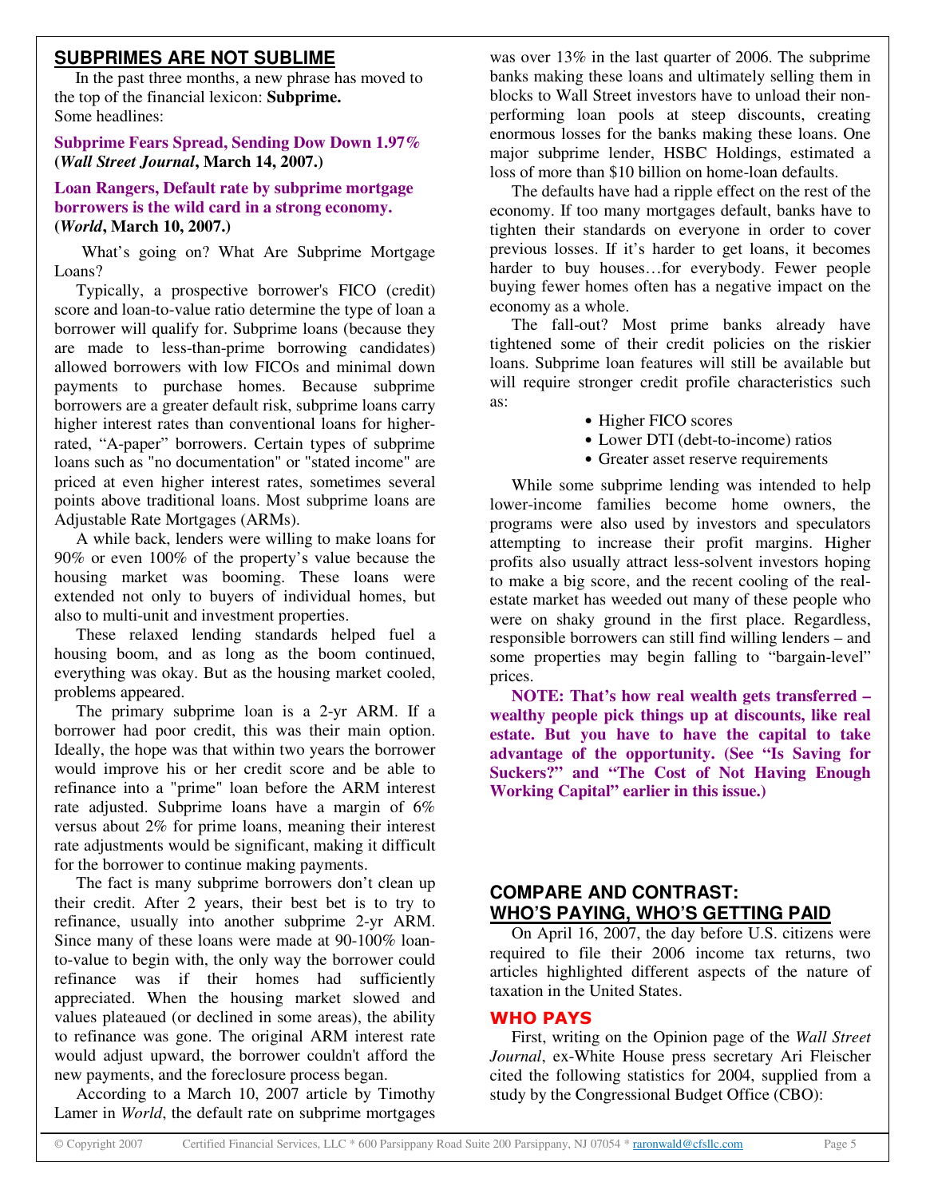## SUBPRIMES ARE NOT SUBLIME

In the past three months, a new phrase has moved to the top of the financial lexicon: **Subprime.**
Some headlines:

**Subprime Fears Spread, Sending Dow Down 1.97% (*Wall Street Journal*, March 14, 2007.)**

**Loan Rangers, Default rate by subprime mortgage borrowers is the wild card in a strong economy. (*World*, March 10, 2007.)**

What's going on? What Are Subprime Mortgage Loans?

Typically, a prospective borrower's FICO (credit) score and loan-to-value ratio determine the type of loan a borrower will qualify for. Subprime loans (because they are made to less-than-prime borrowing candidates) allowed borrowers with low FICOs and minimal down payments to purchase homes. Because subprime borrowers are a greater default risk, subprime loans carry higher interest rates than conventional loans for higher-rated, "A-paper" borrowers. Certain types of subprime loans such as "no documentation" or "stated income" are priced at even higher interest rates, sometimes several points above traditional loans. Most subprime loans are Adjustable Rate Mortgages (ARMs).

A while back, lenders were willing to make loans for 90% or even 100% of the property's value because the housing market was booming. These loans were extended not only to buyers of individual homes, but also to multi-unit and investment properties.

These relaxed lending standards helped fuel a housing boom, and as long as the boom continued, everything was okay. But as the housing market cooled, problems appeared.

The primary subprime loan is a 2-yr ARM. If a borrower had poor credit, this was their main option. Ideally, the hope was that within two years the borrower would improve his or her credit score and be able to refinance into a "prime" loan before the ARM interest rate adjusted. Subprime loans have a margin of 6% versus about 2% for prime loans, meaning their interest rate adjustments would be significant, making it difficult for the borrower to continue making payments.

The fact is many subprime borrowers don't clean up their credit. After 2 years, their best bet is to try to refinance, usually into another subprime 2-yr ARM. Since many of these loans were made at 90-100% loan-to-value to begin with, the only way the borrower could refinance was if their homes had sufficiently appreciated. When the housing market slowed and values plateaued (or declined in some areas), the ability to refinance was gone. The original ARM interest rate would adjust upward, the borrower couldn't afford the new payments, and the foreclosure process began.

According to a March 10, 2007 article by Timothy Lamer in *World*, the default rate on subprime mortgages was over 13% in the last quarter of 2006. The subprime banks making these loans and ultimately selling them in blocks to Wall Street investors have to unload their non-performing loan pools at steep discounts, creating enormous losses for the banks making these loans. One major subprime lender, HSBC Holdings, estimated a loss of more than $10 billion on home-loan defaults.

The defaults have had a ripple effect on the rest of the economy. If too many mortgages default, banks have to tighten their standards on everyone in order to cover previous losses. If it's harder to get loans, it becomes harder to buy houses…for everybody. Fewer people buying fewer homes often has a negative impact on the economy as a whole.

The fall-out? Most prime banks already have tightened some of their credit policies on the riskier loans. Subprime loan features will still be available but will require stronger credit profile characteristics such as:

- Higher FICO scores
- Lower DTI (debt-to-income) ratios
- Greater asset reserve requirements

While some subprime lending was intended to help lower-income families become home owners, the programs were also used by investors and speculators attempting to increase their profit margins. Higher profits also usually attract less-solvent investors hoping to make a big score, and the recent cooling of the real-estate market has weeded out many of these people who were on shaky ground in the first place. Regardless, responsible borrowers can still find willing lenders – and some properties may begin falling to "bargain-level" prices.

**NOTE: That's how real wealth gets transferred – wealthy people pick things up at discounts, like real estate. But you have to have the capital to take advantage of the opportunity. (See "Is Saving for Suckers?" and "The Cost of Not Having Enough Working Capital" earlier in this issue.)**

## COMPARE AND CONTRAST: WHO'S PAYING, WHO'S GETTING PAID

On April 16, 2007, the day before U.S. citizens were required to file their 2006 income tax returns, two articles highlighted different aspects of the nature of taxation in the United States.

### WHO PAYS

First, writing on the Opinion page of the *Wall Street Journal*, ex-White House press secretary Ari Fleischer cited the following statistics for 2004, supplied from a study by the Congressional Budget Office (CBO):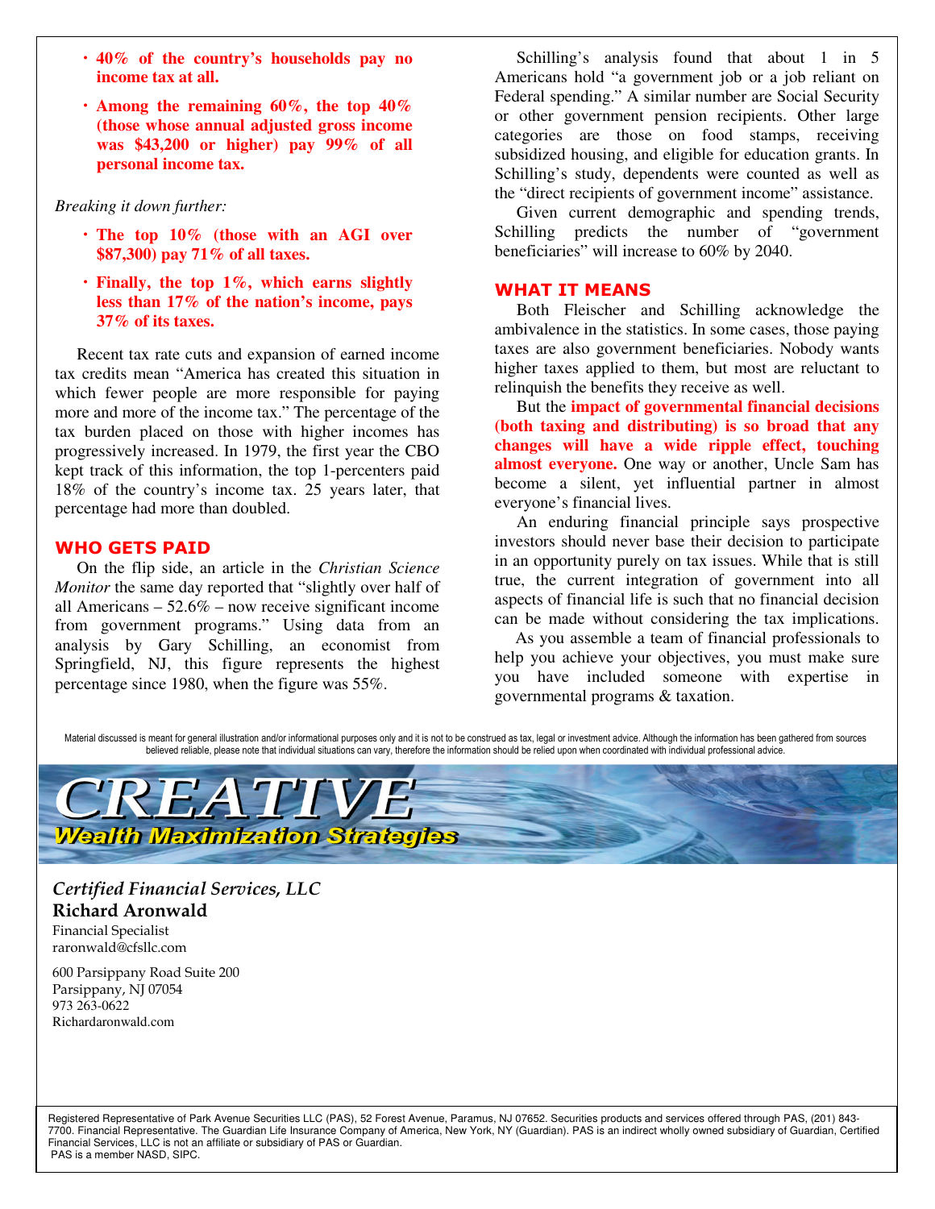- **40% of the country's households pay no income tax at all.**
- **Among the remaining 60%, the top 40% (those whose annual adjusted gross income was $43,200 or higher) pay 99% of all personal income tax.**

*Breaking it down further:*

- **The top 10% (those with an AGI over $87,300) pay 71% of all taxes.**
- **Finally, the top 1%, which earns slightly less than 17% of the nation's income, pays 37% of its taxes.**

Recent tax rate cuts and expansion of earned income tax credits mean "America has created this situation in which fewer people are more responsible for paying more and more of the income tax." The percentage of the tax burden placed on those with higher incomes has progressively increased. In 1979, the first year the CBO kept track of this information, the top 1-percenters paid 18% of the country's income tax. 25 years later, that percentage had more than doubled.

## WHO GETS PAID

On the flip side, an article in the *Christian Science Monitor* the same day reported that "slightly over half of all Americans – 52.6% – now receive significant income from government programs." Using data from an analysis by Gary Schilling, an economist from Springfield, NJ, this figure represents the highest percentage since 1980, when the figure was 55%.

Schilling's analysis found that about 1 in 5 Americans hold "a government job or a job reliant on Federal spending." A similar number are Social Security or other government pension recipients. Other large categories are those on food stamps, receiving subsidized housing, and eligible for education grants. In Schilling's study, dependents were counted as well as the "direct recipients of government income" assistance.

Given current demographic and spending trends, Schilling predicts the number of "government beneficiaries" will increase to 60% by 2040.

## WHAT IT MEANS

Both Fleischer and Schilling acknowledge the ambivalence in the statistics. In some cases, those paying taxes are also government beneficiaries. Nobody wants higher taxes applied to them, but most are reluctant to relinquish the benefits they receive as well.

But the **impact of governmental financial decisions (both taxing and distributing) is so broad that any changes will have a wide ripple effect, touching almost everyone.** One way or another, Uncle Sam has become a silent, yet influential partner in almost everyone's financial lives.

An enduring financial principle says prospective investors should never base their decision to participate in an opportunity purely on tax issues. While that is still true, the current integration of government into all aspects of financial life is such that no financial decision can be made without considering the tax implications.

As you assemble a team of financial professionals to help you achieve your objectives, you must make sure you have included someone with expertise in governmental programs & taxation.

Material discussed is meant for general illustration and/or informational purposes only and it is not to be construed as tax, legal or investment advice. Although the information has been gathered from sources believed reliable, please note that individual situations can vary, therefore the information should be relied upon when coordinated with individual professional advice.

# CREATIVE
## Wealth Maximization Strategies

*Certified Financial Services, LLC*
**Richard Aronwald**
Financial Specialist
raronwald@cfsllc.com

600 Parsippany Road Suite 200
Parsippany, NJ 07054
973 263-0622
Richardaronwald.com

Registered Representative of Park Avenue Securities LLC (PAS), 52 Forest Avenue, Paramus, NJ 07652. Securities products and services offered through PAS, (201) 843-7700. Financial Representative. The Guardian Life Insurance Company of America, New York, NY (Guardian). PAS is an indirect wholly owned subsidiary of Guardian, Certified Financial Services, LLC is not an affiliate or subsidiary of PAS or Guardian.
PAS is a member NASD, SIPC.